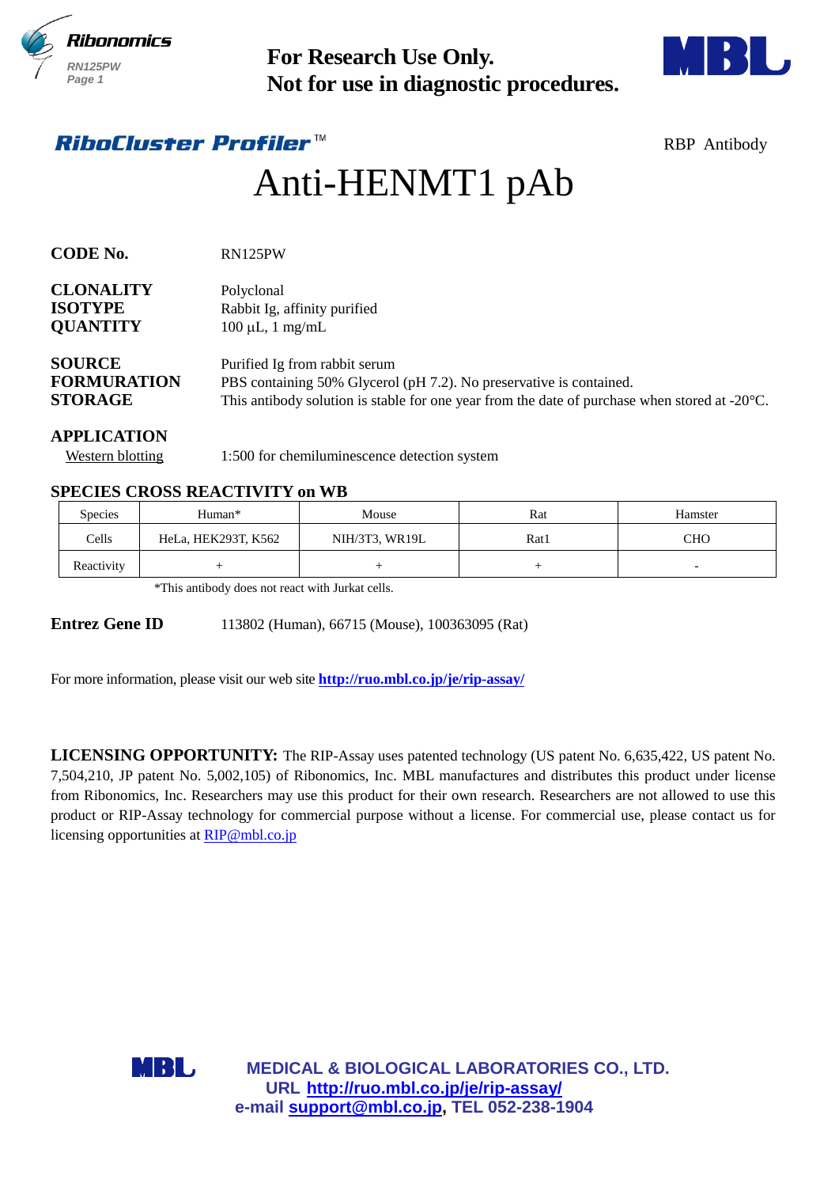**For Research Use Only.**
**Not for use in diagnostic procedures.**

***RiboCluster Profiler*** ™

RBP Antibody

# Anti-HENMT1 pAb

**CODE No.** RN125PW

**CLONALITY** Polyclonal
**ISOTYPE** Rabbit Ig, affinity purified
**QUANTITY** 100 µL, 1 mg/mL

**SOURCE** Purified Ig from rabbit serum
**FORMURATION** PBS containing 50% Glycerol (pH 7.2). No preservative is contained.
**STORAGE** This antibody solution is stable for one year from the date of purchase when stored at -20°C.

**APPLICATION**

Western blotting 1:500 for chemiluminescence detection system

**SPECIES CROSS REACTIVITY on WB**

| Species | Human* | Mouse | Rat | Hamster |
|---|---|---|---|---|
| Cells | HeLa, HEK293T, K562 | NIH/3T3, WR19L | Rat1 | CHO |
| Reactivity | + | + | + | - |

*This antibody does not react with Jurkat cells.

**Entrez Gene ID** 113802 (Human), 66715 (Mouse), 100363095 (Rat)

For more information, please visit our web site **http://ruo.mbl.co.jp/je/rip-assay/**

**LICENSING OPPORTUNITY:** The RIP-Assay uses patented technology (US patent No. 6,635,422, US patent No. 7,504,210, JP patent No. 5,002,105) of Ribonomics, Inc. MBL manufactures and distributes this product under license from Ribonomics, Inc. Researchers may use this product for their own research. Researchers are not allowed to use this product or RIP-Assay technology for commercial purpose without a license. For commercial use, please contact us for licensing opportunities at RIP@mbl.co.jp

**MEDICAL & BIOLOGICAL LABORATORIES CO., LTD.**
**URL http://ruo.mbl.co.jp/je/rip-assay/**
**e-mail support@mbl.co.jp, TEL 052-238-1904**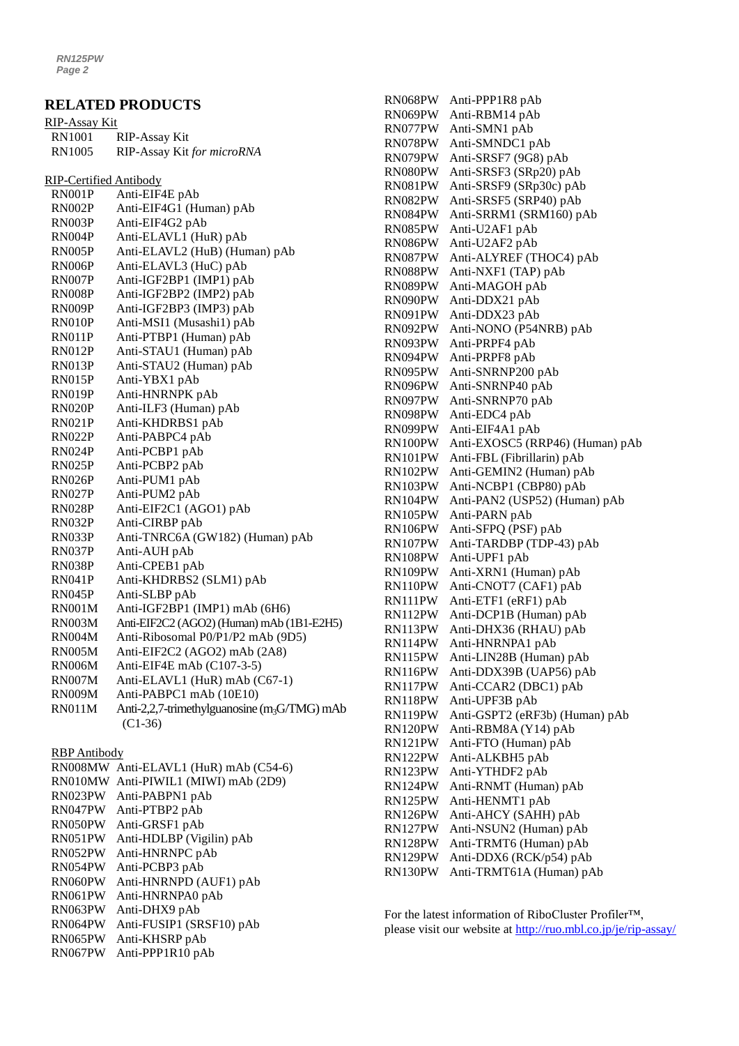## RELATED PRODUCTS

RIP-Assay Kit

| | |
|---|---|
| RN1001 | RIP-Assay Kit |
| RN1005 | RIP-Assay Kit *for microRNA* |

RIP-Certified Antibody

| | |
|---|---|
| RN001P | Anti-EIF4E pAb |
| RN002P | Anti-EIF4G1 (Human) pAb |
| RN003P | Anti-EIF4G2 pAb |
| RN004P | Anti-ELAVL1 (HuR) pAb |
| RN005P | Anti-ELAVL2 (HuB) (Human) pAb |
| RN006P | Anti-ELAVL3 (HuC) pAb |
| RN007P | Anti-IGF2BP1 (IMP1) pAb |
| RN008P | Anti-IGF2BP2 (IMP2) pAb |
| RN009P | Anti-IGF2BP3 (IMP3) pAb |
| RN010P | Anti-MSI1 (Musashi1) pAb |
| RN011P | Anti-PTBP1 (Human) pAb |
| RN012P | Anti-STAU1 (Human) pAb |
| RN013P | Anti-STAU2 (Human) pAb |
| RN015P | Anti-YBX1 pAb |
| RN019P | Anti-HNRNPK pAb |
| RN020P | Anti-ILF3 (Human) pAb |
| RN021P | Anti-KHDRBS1 pAb |
| RN022P | Anti-PABPC4 pAb |
| RN024P | Anti-PCBP1 pAb |
| RN025P | Anti-PCBP2 pAb |
| RN026P | Anti-PUM1 pAb |
| RN027P | Anti-PUM2 pAb |
| RN028P | Anti-EIF2C1 (AGO1) pAb |
| RN032P | Anti-CIRBP pAb |
| RN033P | Anti-TNRC6A (GW182) (Human) pAb |
| RN037P | Anti-AUH pAb |
| RN038P | Anti-CPEB1 pAb |
| RN041P | Anti-KHDRBS2 (SLM1) pAb |
| RN045P | Anti-SLBP pAb |
| RN001M | Anti-IGF2BP1 (IMP1) mAb (6H6) |
| RN003M | Anti-EIF2C2 (AGO2) (Human) mAb (1B1-E2H5) |
| RN004M | Anti-Ribosomal P0/P1/P2 mAb (9D5) |
| RN005M | Anti-EIF2C2 (AGO2) mAb (2A8) |
| RN006M | Anti-EIF4E mAb (C107-3-5) |
| RN007M | Anti-ELAVL1 (HuR) mAb (C67-1) |
| RN009M | Anti-PABPC1 mAb (10E10) |
| RN011M | Anti-2,2,7-trimethylguanosine ($m_3G$/TMG) mAb (C1-36) |

RBP Antibody

| | |
|---|---|
| RN008MW | Anti-ELAVL1 (HuR) mAb (C54-6) |
| RN010MW | Anti-PIWIL1 (MIWI) mAb (2D9) |
| RN023PW | Anti-PABPN1 pAb |
| RN047PW | Anti-PTBP2 pAb |
| RN050PW | Anti-GRSF1 pAb |
| RN051PW | Anti-HDLBP (Vigilin) pAb |
| RN052PW | Anti-HNRNPC pAb |
| RN054PW | Anti-PCBP3 pAb |
| RN060PW | Anti-HNRNPD (AUF1) pAb |
| RN061PW | Anti-HNRNPA0 pAb |
| RN063PW | Anti-DHX9 pAb |
| RN064PW | Anti-FUSIP1 (SRSF10) pAb |
| RN065PW | Anti-KHSRP pAb |
| RN067PW | Anti-PPP1R10 pAb |
| RN068PW | Anti-PPP1R8 pAb |
| RN069PW | Anti-RBM14 pAb |
| RN077PW | Anti-SMN1 pAb |
| RN078PW | Anti-SMNDC1 pAb |
| RN079PW | Anti-SRSF7 (9G8) pAb |
| RN080PW | Anti-SRSF3 (SRp20) pAb |
| RN081PW | Anti-SRSF9 (SRp30c) pAb |
| RN082PW | Anti-SRSF5 (SRP40) pAb |
| RN084PW | Anti-SRRM1 (SRM160) pAb |
| RN085PW | Anti-U2AF1 pAb |
| RN086PW | Anti-U2AF2 pAb |
| RN087PW | Anti-ALYREF (THOC4) pAb |
| RN088PW | Anti-NXF1 (TAP) pAb |
| RN089PW | Anti-MAGOH pAb |
| RN090PW | Anti-DDX21 pAb |
| RN091PW | Anti-DDX23 pAb |
| RN092PW | Anti-NONO (P54NRB) pAb |
| RN093PW | Anti-PRPF4 pAb |
| RN094PW | Anti-PRPF8 pAb |
| RN095PW | Anti-SNRNP200 pAb |
| RN096PW | Anti-SNRNP40 pAb |
| RN097PW | Anti-SNRNP70 pAb |
| RN098PW | Anti-EDC4 pAb |
| RN099PW | Anti-EIF4A1 pAb |
| RN100PW | Anti-EXOSC5 (RRP46) (Human) pAb |
| RN101PW | Anti-FBL (Fibrillarin) pAb |
| RN102PW | Anti-GEMIN2 (Human) pAb |
| RN103PW | Anti-NCBP1 (CBP80) pAb |
| RN104PW | Anti-PAN2 (USP52) (Human) pAb |
| RN105PW | Anti-PARN pAb |
| RN106PW | Anti-SFPQ (PSF) pAb |
| RN107PW | Anti-TARDBP (TDP-43) pAb |
| RN108PW | Anti-UPF1 pAb |
| RN109PW | Anti-XRN1 (Human) pAb |
| RN110PW | Anti-CNOT7 (CAF1) pAb |
| RN111PW | Anti-ETF1 (eRF1) pAb |
| RN112PW | Anti-DCP1B (Human) pAb |
| RN113PW | Anti-DHX36 (RHAU) pAb |
| RN114PW | Anti-HNRNPA1 pAb |
| RN115PW | Anti-LIN28B (Human) pAb |
| RN116PW | Anti-DDX39B (UAP56) pAb |
| RN117PW | Anti-CCAR2 (DBC1) pAb |
| RN118PW | Anti-UPF3B pAb |
| RN119PW | Anti-GSPT2 (eRF3b) (Human) pAb |
| RN120PW | Anti-RBM8A (Y14) pAb |
| RN121PW | Anti-FTO (Human) pAb |
| RN122PW | Anti-ALKBH5 pAb |
| RN123PW | Anti-YTHDF2 pAb |
| RN124PW | Anti-RNMT (Human) pAb |
| RN125PW | Anti-HENMT1 pAb |
| RN126PW | Anti-AHCY (SAHH) pAb |
| RN127PW | Anti-NSUN2 (Human) pAb |
| RN128PW | Anti-TRMT6 (Human) pAb |
| RN129PW | Anti-DDX6 (RCK/p54) pAb |
| RN130PW | Anti-TRMT61A (Human) pAb |

For the latest information of RiboCluster Profiler™, please visit our website at http://ruo.mbl.co.jp/je/rip-assay/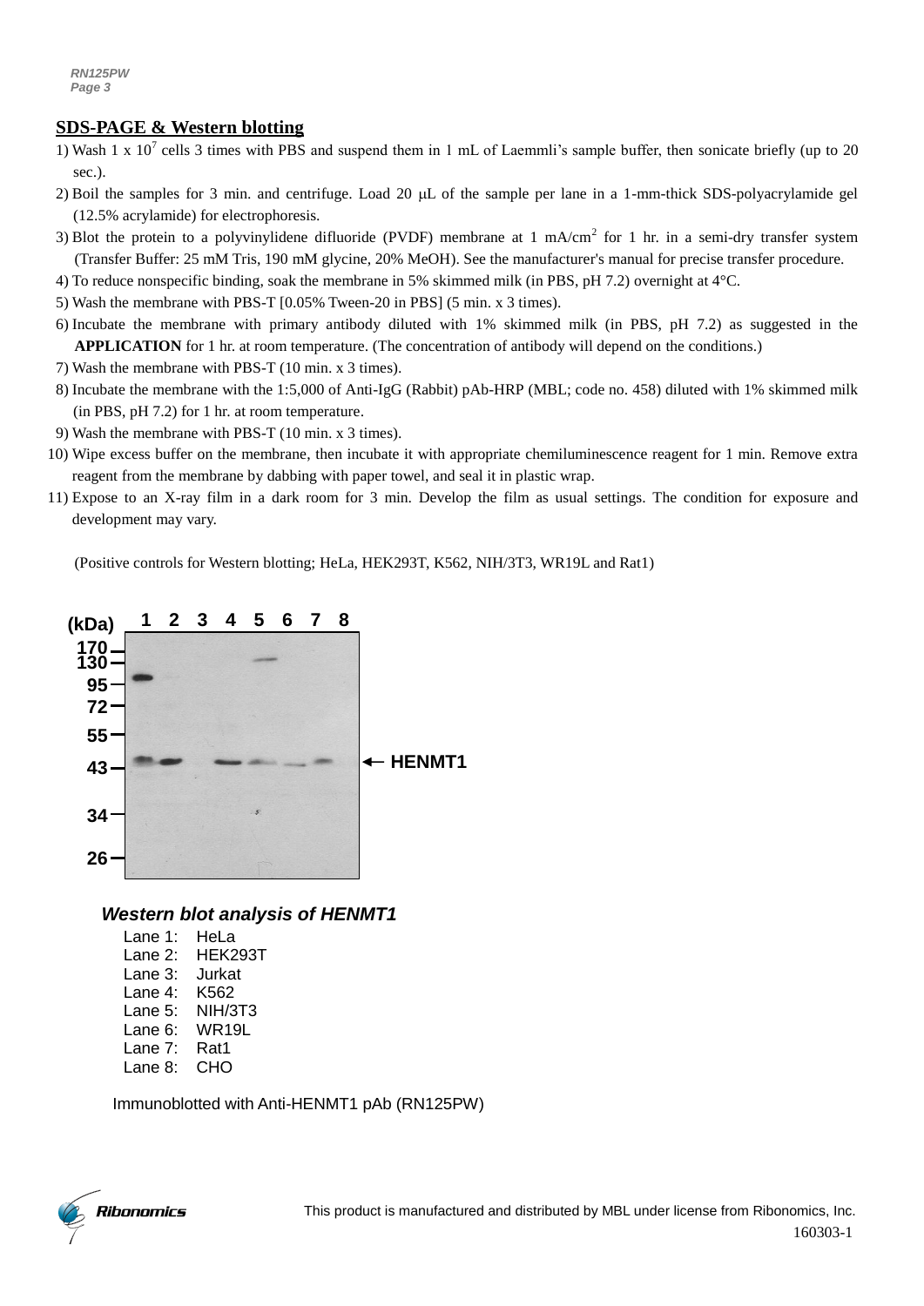## SDS-PAGE & Western blotting

1) Wash 1 x $10^7$ cells 3 times with PBS and suspend them in 1 mL of Laemmli's sample buffer, then sonicate briefly (up to 20 sec.).
2) Boil the samples for 3 min. and centrifuge. Load 20 μL of the sample per lane in a 1-mm-thick SDS-polyacrylamide gel (12.5% acrylamide) for electrophoresis.
3) Blot the protein to a polyvinylidene difluoride (PVDF) membrane at 1 mA/$cm^2$ for 1 hr. in a semi-dry transfer system (Transfer Buffer: 25 mM Tris, 190 mM glycine, 20% MeOH). See the manufacturer's manual for precise transfer procedure.
4) To reduce nonspecific binding, soak the membrane in 5% skimmed milk (in PBS, pH 7.2) overnight at 4°C.
5) Wash the membrane with PBS-T [0.05% Tween-20 in PBS] (5 min. x 3 times).
6) Incubate the membrane with primary antibody diluted with 1% skimmed milk (in PBS, pH 7.2) as suggested in the **APPLICATION** for 1 hr. at room temperature. (The concentration of antibody will depend on the conditions.)
7) Wash the membrane with PBS-T (10 min. x 3 times).
8) Incubate the membrane with the 1:5,000 of Anti-IgG (Rabbit) pAb-HRP (MBL; code no. 458) diluted with 1% skimmed milk (in PBS, pH 7.2) for 1 hr. at room temperature.
9) Wash the membrane with PBS-T (10 min. x 3 times).
10) Wipe excess buffer on the membrane, then incubate it with appropriate chemiluminescence reagent for 1 min. Remove extra reagent from the membrane by dabbing with paper towel, and seal it in plastic wrap.
11) Expose to an X-ray film in a dark room for 3 min. Develop the film as usual settings. The condition for exposure and development may vary.

(Positive controls for Western blotting; HeLa, HEK293T, K562, NIH/3T3, WR19L and Rat1)

(kDa) 1 2 3 4 5 6 7 8

170
130
95
72
55
43
34
26

HENMT1

***Western blot analysis of HENMT1***

Lane 1: HeLa
Lane 2: HEK293T
Lane 3: Jurkat
Lane 4: K562
Lane 5: NIH/3T3
Lane 6: WR19L
Lane 7: Rat1
Lane 8: CHO

Immunoblotted with Anti-HENMT1 pAb (RN125PW)

This product is manufactured and distributed by MBL under license from Ribonomics, Inc.

160303-1